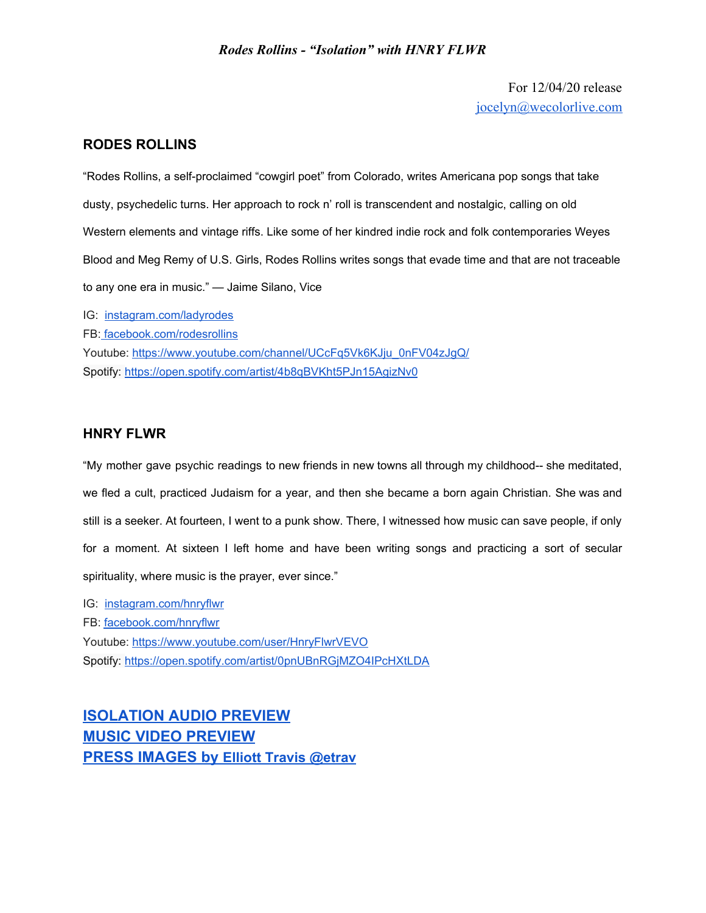*Rodes Rollins - "Isolation" with HNRY FLWR*

For 12/04/20 release
[jocelyn@wecolorlive.com](mailto:jocelyn@wecolorlive.com)

## RODES ROLLINS

"Rodes Rollins, a self-proclaimed "cowgirl poet" from Colorado, writes Americana pop songs that take dusty, psychedelic turns. Her approach to rock n' roll is transcendent and nostalgic, calling on old Western elements and vintage riffs. Like some of her kindred indie rock and folk contemporaries Weyes Blood and Meg Remy of U.S. Girls, Rodes Rollins writes songs that evade time and that are not traceable to any one era in music." — Jaime Silano, Vice

IG: instagram.com/ladyrodes
FB: facebook.com/rodesrollins
Youtube: https://www.youtube.com/channel/UCcFq5Vk6KJju_0nFV04zJgQ/
Spotify: https://open.spotify.com/artist/4b8qBVKht5PJn15AgizNv0

## HNRY FLWR

"My mother gave psychic readings to new friends in new towns all through my childhood-- she meditated, we fled a cult, practiced Judaism for a year, and then she became a born again Christian. She was and still is a seeker. At fourteen, I went to a punk show. There, I witnessed how music can save people, if only for a moment. At sixteen I left home and have been writing songs and practicing a sort of secular spirituality, where music is the prayer, ever since."

IG: instagram.com/hnryflwr
FB: facebook.com/hnryflwr
Youtube: https://www.youtube.com/user/HnryFlwrVEVO
Spotify: https://open.spotify.com/artist/0pnUBnRGjMZO4IPcHXtLDA

**ISOLATION AUDIO PREVIEW**
**MUSIC VIDEO PREVIEW**
**PRESS IMAGES by Elliott Travis @etrav**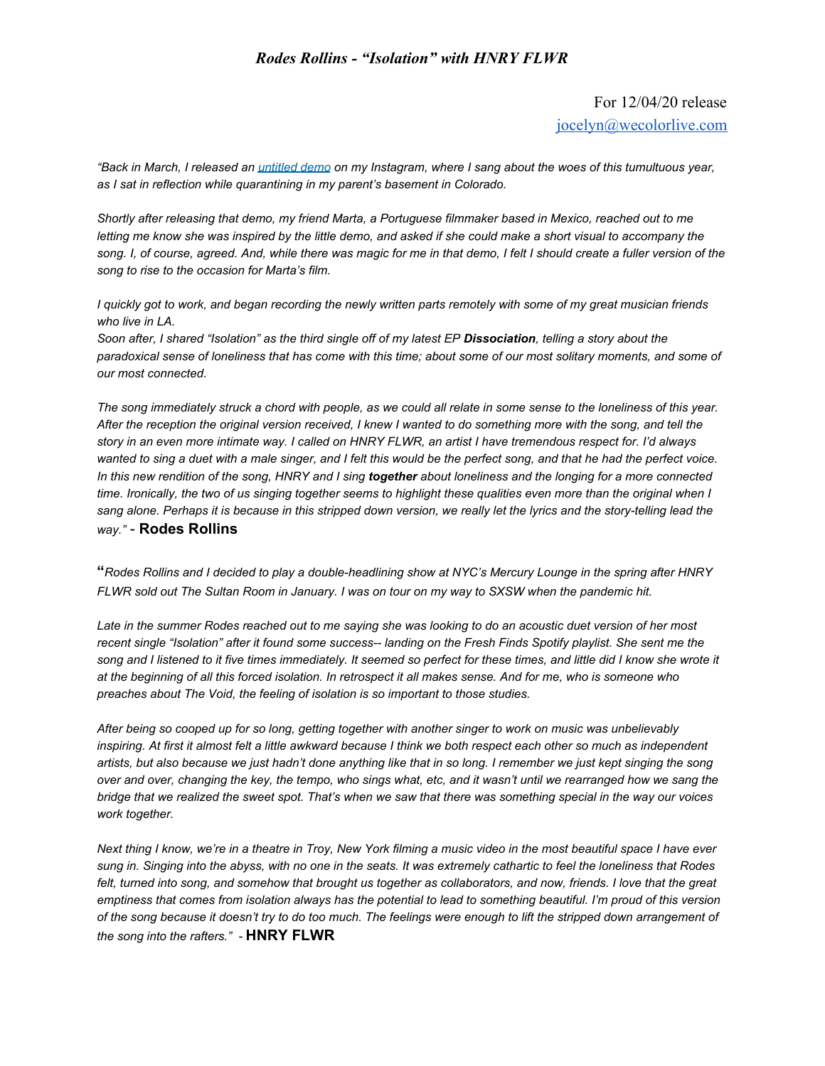# *Rodes Rollins - "Isolation" with HNRY FLWR*

For 12/04/20 release
[jocelyn@wecolorlive.com](mailto:jocelyn@wecolorlive.com)

*"Back in March, I released an [untitled demo]() on my Instagram, where I sang about the woes of this tumultuous year, as I sat in reflection while quarantining in my parent's basement in Colorado.*

*Shortly after releasing that demo, my friend Marta, a Portuguese filmmaker based in Mexico, reached out to me letting me know she was inspired by the little demo, and asked if she could make a short visual to accompany the song. I, of course, agreed. And, while there was magic for me in that demo, I felt I should create a fuller version of the song to rise to the occasion for Marta's film.*

*I quickly got to work, and began recording the newly written parts remotely with some of my great musician friends who live in LA.*
*Soon after, I shared "Isolation" as the third single off of my latest EP **Dissociation**, telling a story about the paradoxical sense of loneliness that has come with this time; about some of our most solitary moments, and some of our most connected.*

*The song immediately struck a chord with people, as we could all relate in some sense to the loneliness of this year. After the reception the original version received, I knew I wanted to do something more with the song, and tell the story in an even more intimate way. I called on HNRY FLWR, an artist I have tremendous respect for. I'd always wanted to sing a duet with a male singer, and I felt this would be the perfect song, and that he had the perfect voice. In this new rendition of the song, HNRY and I sing **together** about loneliness and the longing for a more connected time. Ironically, the two of us singing together seems to highlight these qualities even more than the original when I sang alone. Perhaps it is because in this stripped down version, we really let the lyrics and the story-telling lead the way."* - **Rodes Rollins**

"*Rodes Rollins and I decided to play a double-headlining show at NYC's Mercury Lounge in the spring after HNRY FLWR sold out The Sultan Room in January. I was on tour on my way to SXSW when the pandemic hit.*

*Late in the summer Rodes reached out to me saying she was looking to do an acoustic duet version of her most recent single "Isolation" after it found some success-- landing on the Fresh Finds Spotify playlist. She sent me the song and I listened to it five times immediately. It seemed so perfect for these times, and little did I know she wrote it at the beginning of all this forced isolation. In retrospect it all makes sense. And for me, who is someone who preaches about The Void, the feeling of isolation is so important to those studies.*

*After being so cooped up for so long, getting together with another singer to work on music was unbelievably inspiring. At first it almost felt a little awkward because I think we both respect each other so much as independent artists, but also because we just hadn't done anything like that in so long. I remember we just kept singing the song over and over, changing the key, the tempo, who sings what, etc, and it wasn't until we rearranged how we sang the bridge that we realized the sweet spot. That's when we saw that there was something special in the way our voices work together.*

*Next thing I know, we're in a theatre in Troy, New York filming a music video in the most beautiful space I have ever sung in. Singing into the abyss, with no one in the seats. It was extremely cathartic to feel the loneliness that Rodes felt, turned into song, and somehow that brought us together as collaborators, and now, friends. I love that the great emptiness that comes from isolation always has the potential to lead to something beautiful. I'm proud of this version of the song because it doesn't try to do too much. The feelings were enough to lift the stripped down arrangement of the song into the rafters."* - **HNRY FLWR**